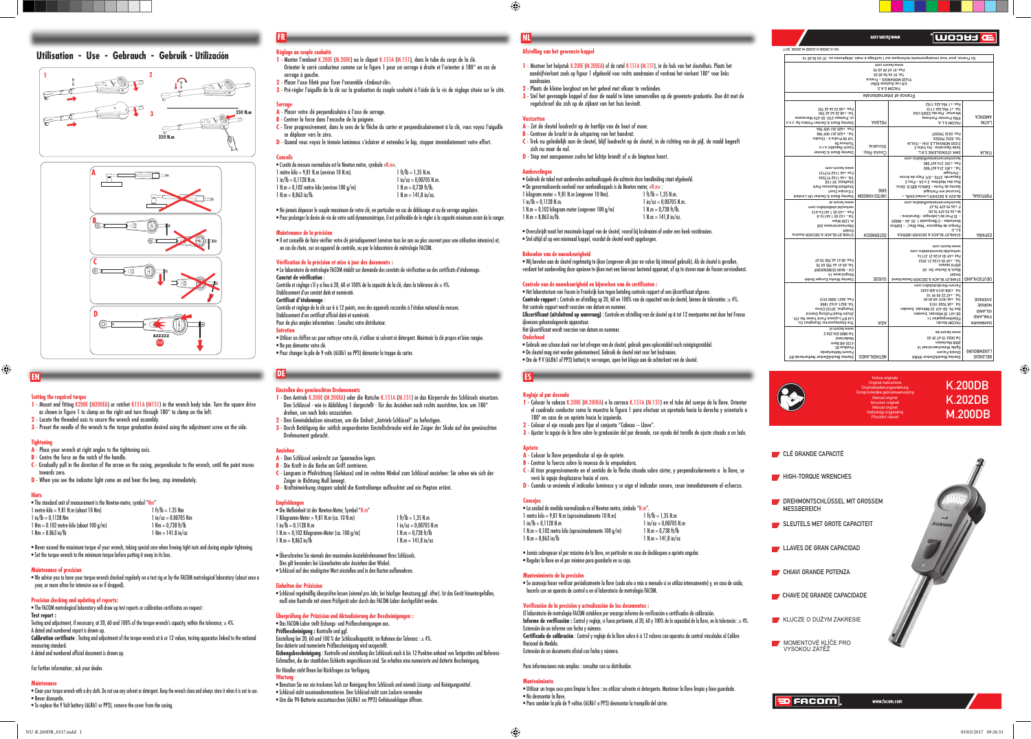# Utilisation - Use - Gebrauch - Gebruik - Utilización

1 2 3 350 N.m 350 N.m

A B C D

## EN

### Setting the required torque

1 - Mount end fitting K.200E (M.200EA) or ratchet K.151A (M.151) in the wrench body tube. Turn the square drive as shown in figure 1 to clamp on the right and turn through 180° to clamp on the left.
2 - Locate the threaded axis to secure the wrench end assembly.
3 - Preset the needle of the wrench to the torque graduation desired using the adjustment screw on the side.

### Tightening

A - Place your wrench at right angles to the tightening axis.
B - Centre the force on the notch of the handle.
C - Gradually pull in the direction of the arrow on the casing, perpendicular to the wrench, until the point moves towards zero.
D - When you see the indicator light come on and hear the beep, stop immediately.

### Hints

• The standard unit of measurement is the Newton-metre, symbol "Nm"

| | |
|---|---|
| 1 metre-kilo = 9.81 N.m (about 10 Nm) | 1 ft/lb = 1.35 Nm |
| 1 in/lb = 0.1128 Nm | 1 in/oz = 0.00705 Nm |
| 1 Nm = 0.102 metre-kilo (about 100 g/m) | 1 Nm = 0.738 ft/lb |
| 1 Nm = 8.863 in/lb | 1 Nm = 141.8 in/oz |

• Never exceed the maximum torque of your wrench, taking special care when freeing tight nuts and during angular tightening.
• Set the torque wrench to the minimum torque before putting it away in its box.

### Maintenance of precision

• We advise you to have your torque wrench checked regularly on a test rig or by the FACOM metrological laboratory (about once a year, or more often for intensive use or if dropped).

### Precision checking and updating of reports:

• The FACOM metrological laboratory will draw up test reports or calibration certificates on request :
**Test report :**
Testing and adjustment, if necessary, at 20, 60 and 100% of the torque wrench's capacity, within the tolerance; ± 4%.
A dated and numbered report is drawn up.
**Calibration certificate** : Testing and adjustment of the torque wrench at 6 or 12 values, testing apparatus linked to the national measuring standard.
A dated and numbered official document is drawn up.

For further information ; ask your dealer.

### Maintenance

• Clean your torque wrench with a dry cloth. Do not use any solvent or detergent. Keep the wrench clean and always store it when it is not in use.
• Never dismantle.
• To replace the 9 Volt battery (6LR61 or PP3), remove the cover from the casing.

## FR

### Réglage au couple souhaité

1 - Monter l'embout K.200E (M.200E) ou le cliquet K.151A (M.151), dans le tube du corps de la clé. Orienter le carré conducteur comme sur la figure 1 pour un serrage à droite et l'orienter à 180° en cas de serrage à gauche.
2 - Placer l'axe fileté pour fixer l'ensemble «Embout-clé».
3 - Pré-régler l'aiguille de la clé sur la graduation du couple souhaité à l'aide de la vis de réglage située sur le côté.

### Serrage

A - Placer votre clé perpendiculaire à l'axe de serrage.
B - Centrer la force dans l'encoche de la poignée.
C - Tirer progressivement, dans le sens de la flèche du carter et perpendiculairement à la clé, vous voyez l'aiguille se déplacer vers le zéro.
D - Quand vous voyez le témoin lumineux s'éclairer et entendez le bip, stopper immédiatement votre effort.

### Conseils

• L'unité de mesure normalisée est le Newton mètre, symbole «N.m».

| | |
|---|---|
| 1 mètre kilo = 9,81 N.m (environ 10 N.m). | 1 ft/lb = 1,35 N.m. |
| 1 in/lb = 0,1128 N.m. | 1 in/oz = 0,00705 N.m |
| 1 N.m = 0,102 mètre kilo (environ 100 g/m) | 1 N.m = 0,738 ft/lb. |
| 1 N.m = 8,863 in/lb. | 1 N.m = 141,8 in/oz. |

• Ne jamais dépasser le couple maximum de votre clé, en particulier en cas de déblocage et ou de serrage angulaire.
• Pour prolonger la durée de vie de votre outil dynamométrique, il est préférable de le régler à la capacité minimum avant de le ranger.

### Maintenance de la précision

• Il est conseillé de faire vérifier votre clé périodiquement (environ tous les ans ou plus souvent pour une utilisation intensive) et, en cas de chute, sur un appareil de contrôle, ou par le laboratoire de métrologie FACOM.

### Vérification de la précision et mise à jour des documents :

• Le laboratoire de métrologie FACOM établit sur demande des constats de vérification ou des certificats d'étalonnage.
**Constat de vérification :**
Contrôle et réglage s'il y a lieu à 20, 60 et 100% de la capacité de la clé, dans la tolérance de ± 4%.
Etablissement d'un constat daté et numéroté.
**Certificat d'étalonnage :**
Contrôle et réglage de la clé sur 6 à 12 points, avec des appareils raccordés à l'étalon national de mesure.
Etablissement d'un certificat officiel daté et numéroté.
Pour de plus amples informations : Consultez votre distributeur.

### Entretien

• Utiliser un chiffon sec pour nettoyer votre clé, n'utiliser ni solvant ni détergent. Maintenir la clé propre et bien rangée.
• Ne pas démonter votre clé.
• Pour changer la pile de 9 volts (6LR61 ou PP3) démonter la trappe du carter.

## DE

### Einstellen des gewünschten Drehmoments

1 - Den Antrieb K.200E (M.200EA) oder die Ratsche K.151A (M.151) in das Körperrohr des Schlüssels einsetzen. Den Schlüssel - wie in Abbildung 1 dargestellt - für das Anziehen nach rechts ausrichten, bzw. um 180° drehen, um nach links anzuziehen.
2 - Den Gewindebolzen einsetzen, um die Einheit „Antrieb-Schlüssel" zu befestigen.
3 - Durch Betätigung der seitlich angeordneten Einstellschraube wird der Zeiger der Skala auf den gewünschten Drehmoment gebracht.

### Anziehen

A - Den Schlüssel senkrecht zur Spannachse legen.
B - Die Kraft in die Kerbe am Griff zentrieren.
C - Langsam in Pfeilrichtung (Gehäuse) und im rechten Winkel zum Schlüssel anziehen: Sie sehen wie sich der Zeiger in Richtung Null bewegt.
D - Kraftanwirkung stoppen sobald die Kontrolllampe aufleuchtet und ein Piepton ertönt.

### Empfehlungen

• Die Meßeinheit ist der Newton-Meter, Symbol "N.m"

| | |
|---|---|
| 1 Kilogramm-Meter = 9,81 N.m (ca. 10 N.m) | 1 ft/lb = 1,35 N.m |
| 1 in/lb = 0,1128 N.m | 1 in/oz = 0,00705 N.m |
| 1 N.m = 0,102 Kilogramm-Meter (ca. 100 g/m) | 1 N.m = 0,738 ft/lb |
| 1 N.m = 8,863 in/lb | 1 N.m = 141,8 in/oz |

• Überschreiten Sie niemals den maximalen Anziehdrehmoment Ihres Schlüssels. Dies gilt besonders bei Lösearbeiten oder Anziehen über Winkel.
• Schlüssel auf den niedrigsten Wert einstellen und in den Kasten aufbewahren.

### Einhalten der Präzision

• Schlüssel regelmäßig überprüfen lassen (einmal pro Jahr, bei häufiger Benutzung ggf. öfter). Ist das Gerät hinuntergefallen, muß eine Kontrolle mit einem Prüfgerät oder durch das FACOM-Labor durchgeführt werden.

### Überprüfung der Präzision und Aktualisierung der Bescheinigungen :

• Das FACOM-Labor stellt Eichungs- und Prüfbescheinigungen aus.
**Prüfbescheinigung :** Kontrolle und ggf.
Einstellung bei 20, 60 und 100 % der Schlüsselkapazität, im Rahmen der Toleranz : ± 4%.
Eine datierte und numerierte Prüfbescheinigung wird ausgestellt.
**Eichungsbescheinigung** : Kontrolle und einstellung des Schlüssels nach 6 bis 12 Punkten anhand von Testgeräten und Referenz-Eichmaßen, die der staatlichen Eichstelle angeschlossen sind. Sie erhalten eine numerierte und datierte Bescheinigung.
Ihr Händler steht Ihnen bei Rückfragen zur Verfügung.

### Wartung

• Benutzen Sie nur ein trockenes Tuch zur Reinigung Ihres Schlüssels und niemals Lösungs- und Reinigungsmittel .
• Schlüssel nicht auseinandernehmen. Den Schlüssel nicht zum Lockern verwenden
• Um die 9V-Batterie auszutauschen (6LR61 ou PP3) Gehäuseklappe öffnen.

## NL

### Afstelling van het gewenste koppel

1 - Monteer het hulpstuk K.200E (M.200EA) of de ratel K.151A (M.151), in de huls van het sleutelhuis. Plaats het aandrijfvierkant zoals op figuur 1 afgebeeld voor rechts aandraaien of verdraai het vierkant 180° voor links aandraaien.
2 - Plaats de kleine borgbout om het geheel met elkaar te verbinden.
3 - Stel het gevraagde koppel af door de naald te laten samenvallen op de gewenste graduatie. Doe dit met de regelschroef die zich op de zijkant van het huis bevindt.

### Vastzetten

A - Zet de sleutel loodrecht op de hartlijn van de bout of moer.
B - Centreer de kracht in de uitsparing van het handvat.
C - Trek nu geleidelijk aan de sleutel, blijf loodrecht op de sleutel, in de richting van de pijl, de naald begeeft zich nu naar de nul.
D - Stop met aanspannen zodra het lichtje brandt of u de bieptoon hoort.

### Aanbevelingen

• Gebruik de tabel met aanbevolen aanhaalkoppels die achterin deze handleiding staat afgebeeld.
• De genormaliseerde eenheid voor aanhaalkoppels is de Newton meter, «N.m» :

| | |
|---|---|
| 1 kilogram meter = 9,81 N.m (ongeveer 10 Nm). | 1 ft/lb = 1,35 N.m. |
| 1 in/lb = 0,1128 N.m. | 1 in/oz = 0,00705 N.m. |
| 1 N.m = 0,102 kilogram meter (ongeveer 100 g/m) | 1 N.m = 0,738 ft/lb. |
| 1 N.m = 8,863 in/lb. | 1 N.m = 141,8 in/oz. |

• Overschrijdt nooit het maximale koppel van de sleutel, vooral bij losdraaien of onder een hoek vastdraaien.
• Stel altijd af op een minimaal koppel, voordat de sleutel wordt opgeborgen.

### Behouden van de nauwkeurigheid

• Wij bevelen aan de sleutel regelmatig te ijken (ongeveer elk jaar en vaker bij intensief gebruik). Als de sleutel is gevallen, verdient het aanbeveling deze opnieuw te ijken met een hiervoor bestemd apparaat, of op te sturen naar de Facom servicedienst.

### Controle van de nauwkeurigheid en bijwerken van de certificaten :

• Het laboratorium van Facom in Frankrijk kan tegen betaling controle rapport of een ijkcertificaat afgeven.
**Controle rapport :** Controle en afstelling op 20, 60 en 100% van de capaciteit van de sleutel, binnen de toleranties :± 4%.
Het controle rapport wordt voorzien van datum en nummer.
**IJkcertificaat (uitsluitend op aanvraag)** : Controle en afstelling van de sleutel op 6 tot 12 meetpunten met door het Franse ijkwezen gehomologeerde apparatuur.
Het ijkcertificaat wordt voorzien van datum en nummer.

### Onderhoud

• Gebruik een schone doek voor het afvegen van de sleutel, gebruik geen oplosmiddel noch reinigingsmiddel.
• De sleutel mag niet worden gedemonteerd. Gebruik de sleutel niet voor het losdraaien.
• Om de 9 V (6LR61 of PP3) batterij te vervangen, open het klepje aan de achterkant van de sleutel.

## ES

### Reglaje al par deseado

1 - Colocar la cabeza K.200E (M.200EA) o la carraca K.151A (M.151) en el tubo del cuerpo de la llave. Orientar el cuadrado conductor como lo muestra la figura 1 para efectuar un apretado hacia la derecha y orientarlo a 180° en caso de un apriete hacia la izquierda.
2 - Colocar el eje roscado para fijar el conjunto "Cabeza – Llave".
3 - Ajustar la aguja de la llave sobre la graduación del par deseado, con ayuda del tornillo de ajuste situado a un lado.

### Apriete

A - Colocar la llave perpendicular al eje de apriete.
B - Centrar la fuerza sobre la muesca de la empuñadura.
C - Al tirar progresivamente en el sentido de la flecha situada sobre cárter, y perpendicularmente a la llave, se verá la aguja desplazarse hacia el cero.
D - Cuando se encienda el indicador luminoso y se oiga el indicador sonoro, cesar inmediatamente el esfuerzo.

### Consejos

• La unidad de medida normalizada es el Newton metro, símbolo "N.m".

| | |
|---|---|
| 1 metro kilo = 9,81 N.m (aproximadamente 10 N.m) | 1 ft/lb = 1,35 N.m |
| 1 in/lb = 0,1128 N.m | 1 in/oz = 0,00705 N.m |
| 1 N.m = 0,102 metro kilo (aproximadamente 100 g/m) | 1 N.m = 0,738 ft/lb |
| 1 N.m = 8,863 in/lb | 1 N.m = 141,8 in/oz |

• Jamás sobrepasar el par máximo de la llave, en particular en caso de desbloqueo o apriete angular.
• Regular la llave en el par mínimo para guardarla en su caja.

### Mantenimiento de la precisión

• Se aconseja hacer verificar periódicamente la llave (cada año o más a menudo si se utiliza intensamente) y, en caso de caída, hacerlo con un aparato de control o en el laboratorio de metrología FACOM.

### Verificación de la precisión y actualización de los documentos :

El laboratorio de metrología FACOM establece por encargo informe de verificación o certificados de calibración.
**Informe de verificación :** Control y reglaje, si fuera pertinente, al 20, 60 y 100% de la capacidad de la llave, en la tolerancia : ± 4%.
Extensión de un informe con fecha y número.
**Certificado de calibración** : Control y reglaje de la llave sobre 6 a 12 valores con aparatos de control vinculados al Calibre Nacional de Medida.
Extensión de un documento oficial con fecha y número.

Para informaciones más amplias : consultar con su distribuidor.

### Mantenimiento

• Utilizar un trapo seco para limpiar la llave : no utilizar solvente ni detergente. Mantener la llave limpia y bien guardada.
• No desmontar la llave.
• Para cambiar la pila de 9 voltios (6LR61 o PP3) desmontar la trampilla del cárter.

---

Notice originale
Original instructions
Originalbedienungsanleitung
Oorspronkelijke gebruiksaanwijzing
Manual original
Istruzioni originali
Manual original
Instrukcja oryginalna
Původní návod

# K.200DB
# K.202DB
# M.200DB

- CLÉ GRANDE CAPACITÉ
- HIGH-TORQUE WRENCHES
- DREHMONTSCHLÜSSEL MIT GROSSEM MESSBEREICH
- SLEUTELS MET GROTE CAPACITEIT
- LLAVES DE GRAN CAPACIDAD
- CHIAVI GRANDE POTENZA
- CHAVE DE GRANDE CAPACIDADE
- KLUCZE O DUŻYM ZAKRESIE
- MOMENTOVÉ KLÍČE PRO VYSOKOU ZÁTĚŽ

FACOM www.facom.com

---

NU-K.200DB_0317 — NU-K.200DB-M.200DB 2017

| | | | |
|---|---|---|---|
| **BELGIQUE LUXEMBOURG** Stanley Black&Decker BVBA Egide Walschaertsstraat 14 2800 Mechelen Tel: 0032 15 47 37 30 www.facom.be | **NETHERLANDS** Stanley Black&Decker Netherlands BV Facom Nederland Divisie Facom Postbus 83 6130 AB Sittard Nederland Tel 0800 236 236 2 www.facom.nl | **DANMARK NORGE SVERIGE FINLAND ISLAND** FACOM Nordic Rörfabriksgatan 1c Box 94, SE-431 22 Mölndal, Sweden Tel.: +46 (0)31 750 15 10 Fax: +46 (0)31 750 60 40 www.facom.com | **ASIA** The Stanleyworks(shanghai) Co. Ltd 8/F Fuhazard Fund Tower No.101 Zhonglin Road Putuo District Shanghai 200127 China Tel: 0021-6162 1858 Fax: 0621-5880 0101 |
| **DEUTSCHLAND** STANLEY BLACK & DECKER Deutschland GmbH Black & Decker Str. 40 65510 Idstein Tel.: +49 (0) 6126 21 2922 Fax: +49 (0) 6126 21 21116 verkauf@facomtools.com www.facom.com | **SUISSE** Stanley Works Europe GmbH Ringstrasse 14 CH - 8600 DÜBENDORF Tel: 00 41 44 755 60 70 Fax: 00 41 44 755 70 67 | **ESPAÑA** STANLEY BLACK & DECKER IBERICA S.L.U Parque de Negocios "Mas Blau" - Edificio Muntadas - C/Bergada 1, Of. A6 - 08820 - El Prat de Llobregat - Barcelona - Tel: +34 93 479 74 00 www.facom.es | **ÖSTERREICH** STANLEY BLACK & DECKER Austria GmbH Oberlaaerstrasse 248 A-1230 Wien Tel.: +43 (0)1 66116-0 Fax: +43 (0)1 66116-613 www.facom.at |
| **PORTUGAL** BLACK & DECKER Limited SARL – Sucursal em Portugal Quinta da Fonte - Edifício Q55 D. Diniz, Rua dos Malhões, 2 e 2A - Piso 2 Esquerdo 2770 - 071 Paço de Arcos Tel.: +351 214 667 500 Fax.: +351 214 667 580 | **UNITED KINGDOM EIRE** Stanley Black & Decker UK Limited 3 Europa Court Sheffield Business Park Sheffield, S9 1XE Tel.: +44 1142 917266 Fax +44 1142 917131 www.facom.com | **ITALIA** SWK UTENSILERIE S.R.L. Sede Operativa : Via Volta 3 21020 MONVALLE (VA) - ITALIA Tel.: +39 0332 790326 Fax: 0332 790307 | **Czech Rep. Slovakia** Stanley Black & Decker Czech Republic s.r.o. Türkova 5b 149 00 Praha 4 - Chodov Tel.: +420 261 009 780 Fax.: +420 261 009 784 |
| **POLSKA** Stanley Black & Decker Polska Sp. z o.o. ul. Postępu 21D, 02-676 Warszawa Tel.: +48 22 46 42 700 Fax: +48 22 46 42 701 | **LATIN AMERICA** FACOM S.L.A. 9786 Premier Parkway Miramar, Florida 33025 USA Tel.: +1 954 624 1110 Fax: +1 954 624 1152 | | |

France et international
FACOM S.A.S
6/8 rue Gustave Eiffel
91420 MORANGIS - France
Tél. 01 64 54 45 45
Fax: 01 69 09 60 93
www.facom.com

En France, pour tous renseignements techniques sur l'outillage à main téléphonez au : 01 64 54 45 14.

www.facom.com FACOM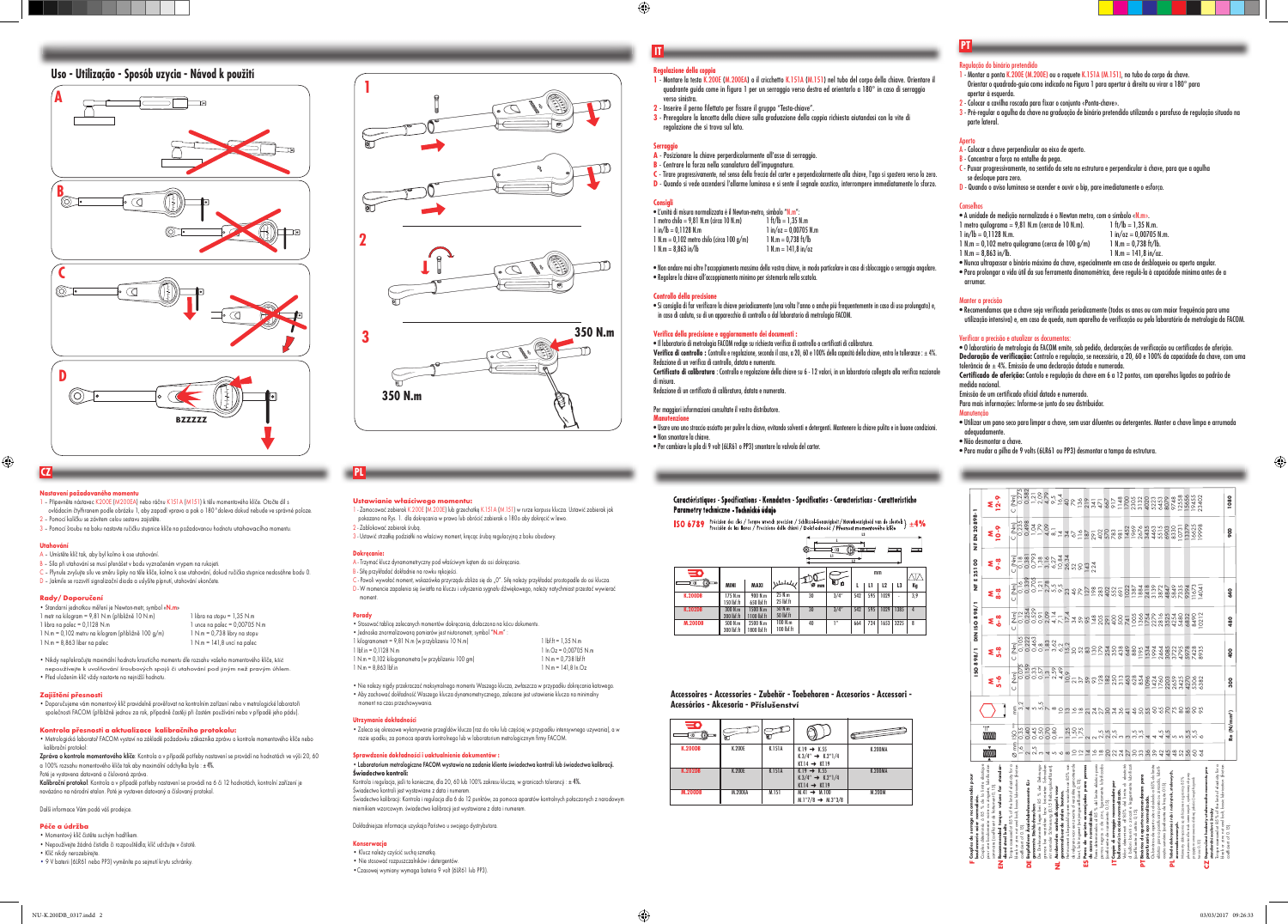## Uso - Utilização - Sposób uzycia - Návod k použití

A

B

C

D

BZZZZZ

1

2

3

350 N.m

350 N.m

## IT

### Regolazione della coppia

1 - Montare la testa K.200E (M.200EA) o il cricchetto K.151A (M.151) nel tubo del corpo della chiave. Orientare il quadrante guida come in figura 1 per un serraggio verso destra ed orientarlo a 180° in caso di serraggio verso sinistra.
2 - Inserire il perno filettato per fissare il gruppo "Testa-chiave".
3 - Preregolare la lancetta della chiave sulla graduazione della coppia richiesta aiutandosi con la vite di regolazione che si trova sul lato.

### Serraggio

A - Posizionare la chiave perpendicolarmente all'asse di serraggio.
B - Centrare la forza nella scanalatura dell'impugnatura.
C - Tirare progressivamente, nel senso della freccia del carter e perpendicolarmente alla chiave, l'ago si sposterà verso lo zero.
D - Quando si vede accendersi l'allarme luminoso e si sente il segnale acustico, interrompere immediatamente lo sforzo.

### Consigli

• L'unità di misura normalizzata è il Newton-metro, simbolo "N.m":

| | |
|---|---|
| 1 metro chilo = 9,81 N.m (circa 10 N.m) | 1 ft/lb = 1,35 N.m |
| 1 in/lb = 0,1128 N.m | 1 in/oz = 0,00705 N.m |
| 1 N.m = 0,102 metro chilo (circa 100 g/m) | 1 N.m = 0,738 ft/lb |
| 1 N.m = 8,863 in/lb | 1 N.m = 141,8 in/oz |

• Non andare mai oltre l'accoppiamento massimo della vostra chiave, in modo particolare in caso di sbloccaggio o serraggio angolare.
• Regolare la chiave all'accoppiamento minimo per sistemarla nella scatola.

### Controllo della precisione

• Si consiglia di far verificare la chiave periodicamente (una volta l'anno o anche più frequentemente in caso di uso prolungato) e, in caso di caduta, su di un apparecchio di controllo o dal laboratorio di metrologia FACOM.

### Verifica della precisione e aggiornamento dei documenti :

• Il laboratorio di metrologia FACOM rediige su richiesta verifica di controllo o certificati di calibratura.
**Verifica di controllo :** Controllo e regolazione, secondo il caso, a 20, 60 e 100% della capacità della chiave, entro le tolleranze : ± 4%.
Redazione di un verifica di controllo, datata e numerata.
**Certificato di calibratura :** Controllo e regolazione della chiave su 6 - 12 valori, in un laboratorio collegato alla verifica nazionale di misura.
Redazione di un certificato di calibratura, datato e numerato.

Per maggiori informazioni consultate il vostro distributore.

### Manutenzione

• Usare uno uno straccio asciutto per pulire la chiave, evitando solventi e detergenti. Mantenere la chiave pulita e in buone condizioni.
• Non smontare la chiave.
• Per cambiare la pila di 9 volt (6LR61 o PP3) smontare la valvola del carter.

## PT

### Regulação do binário pretendido

1 - Montar a ponta K.200E (M.200E) ou o roquete K.151A (M.151), no tubo do corpo da chave. Orientar o quadrante-guia como indicado na Figura 1 para apertar à direita ou virar a 180° para apertar à esquerda.
2 - Colocar a cavilha roscada para fixar o conjunto «Ponta-chave».
3 - Pré-regular a agulha da chave na graduação de binário pretendido utilizando o parafuso de regulação situado na parte lateral.

### Aperto

A - Colocar a chave perpendicular ao eixo de aperto.
B - Concentrar a força no entalhe da pega.
C - Puxar progressivamente, no sentido da seta na estrutura e perpendicular à chave, para que a agulha se desloque para zero.
D - Quando o aviso luminoso se acender e ouvir o bip, pare imediatamente o esforço.

### Conselhos

• A unidade de medição normalizada é o Newton metro, com o símbolo «N.m».

| | |
|---|---|
| 1 metro quilograma = 9,81 N.m (cerca de 10 N.m). | 1 ft/lb = 1,35 N.m. |
| 1 in/lb = 0,1128 N.m. | 1 in/oz = 0,00705 N.m. |
| 1 N.m = 0,102 metro quilograma (cerca de 100 g/m) | 1 N.m = 0,738 ft/lb. |
| 1 N.m = 8,863 in/lb. | 1 N.m = 141,8 in/oz. |

• Nunca ultrapassar o binário máximo da chave, especialmente em caso de desbloqueio ou aperto angular.
• Para prolongar a vida útil da sua ferramenta dinamométrica, deve regulá-la à capacidade mínima antes de a arrumar.

### Manter a precisão

• Recomendamos que a chave seja verificada periodicamente (todos os anos ou com maior frequência para uma utilização intensiva) e, em caso de queda, num aparelho de verificação ou pelo laboratório de metrologia da FACOM.

### Verificar a precisão e atualizar os documentos:

• O laboratório de metrologia da FACOM emite, sob pedido, declarações de verificação ou certificados de aferição.
**Declaração de verificação:** Controlo e regulação, se necessário, a 20, 60 e 100% da capacidade da chave, com uma tolerância de ± 4%. Emissão de uma declaração datada e numerada.
**Certificado de aferição:** Contolo e regulação da chave em 6 a 12 pontos, com aparelhos ligados ao padrão de medida nacional.
Emissão de um certificado oficial datado e numerado.
Para mais informações: Informe-se junto do seu distribuidor.

### Manutenção

• Utilizar um pano seco para limpar a chave, sem usar diluentes ou detergentes. Manter a chave limpa e arrumada adequadamente.
• Não desmontar a chave.
• Para mudar a pilha de 9 volts (6LR61 ou PP3) desmontar a tampa da estrutura.

## CZ

### Nastavení požadovaného momentu

1 - Připevněte nástavec K.200E (M.200EA) nebo ráčnu K.151A (M.151) k tělu momentového klíče. Otočte díl s ovládacím čtyřhranem podle obrázku 1, aby zapadl vpravo a pak o 180° doleva dokud nebude ve správné poloze.
2 - Pomocí kolíčku se závitem celou sestavu zajistěte.
3 - Pomocí šroubu na boku nastavte ručičku stupnice klíče na požadovanou hodnotu utahovacího momentu.

### Utahování

A - Umístěte klíč tak, aby byl kolmo k ose utahování.
B - Sílu při utahování se musí přenášet v bodu vyznačeném vrypem na rukojeti.
C - Plynule zvyšujte sílu ve směru šipky na těle klíče, kolmo k ose utahování, dokud ručička stupnice nedosáhne bodu 0.
D - Jakmile se rozsvítí signalizační dioda a uslyšíte pípnutí, utahování ukončete.

### Rady/ Doporučení

• Standarní jednotkou měření je Newton-metr, symbol «N.m»

| | |
|---|---|
| 1 metr na kilogram = 9,81 N.m (přibližně 10 N.m) | 1 libra na stopu = 1,35 N.m |
| 1 libra na palec = 0,1128 N.m | 1 unce na palec = 0,00705 N.m |
| 1 N.m = 0,102 metru na kilogram (přibližně 100 g/m) | 1 N.m = 0,738 libry na stopu |
| 1 N.m = 8,863 liber na palec | 1 N.m = 141,8 uncí na palec |

• Nikdy nepřekračujte maximální hodnotu kroutícího momentu Vašeho momentového klíče, klíč nepoužívejte k uvolňování šroubových spojů či utahování pod jiným než pravým úhlem.
• Před uložením klíč vždy nastavte na nejnižší hodnotu.

### Zajištění přesnosti

• Doporučujeme vám momentový klíč pravidelně prověřovat na kontrolním zařízení nebo v metrologické laboratoři společnosti FACOM (přibližně jednou za rok, případně častěji při častém používání nebo v případě jeho pádu).

### Kontrola přesnosti a aktualizace kalibračního protokolu:

• Metrologická laboratoř FACOM vystaví na základě požadavku zákazníka zprávu o kontrole momentového klíče nebo kalibrační protokol.
**Zpráva o kontrole momentového klíče:** Kontrola a v případě potřeby nastavení se provádí na hodnotách ve výši 20, 60 a 100% rozsahu momentového klíče tak aby maximální odchylka byla : ± 4%.
Poté je vystavena datovaná a číslovaná zpráva.
**Kalibrační protokol:** Kontrola a v případě potřeby nastavení se provádí na 6 či 12 hodnotách, kontrolní zařízení je navázáno na národní etalon. Poté je vystaven datovaný a číslovaný protokol.

Další informace Vám podá váš prodejce.

### Péče a údržba

• Momentový klíč čistěte suchým hadříkem.
• Nepoužívejte žádná čistidla či rozpouštědla, klíč udržujte v čistotě.
• Klíč nikdy nerozebírejte.
• 9 V baterii (6LR61 nebo PP3) vyměníte po sejmutí krytu schránky.

## PL

### Ustawianie właściwego momentu:

1 - Zamocować zabierak K.200E (M.200E) lub grzechotkę K.151A (M.151) w rurze korpusu klucza. Ustawić zabierak jak pokazano na Rys. 1. dla dokręcania w prawo lub obrócić zabierak o 180o aby dokręcić w lewo.
2 - Zablokować zabierak śrubą.
3 - Ustawić strzałkę podziałki na właściwy moment, kręcąc śrubą regulacyjną z boku obudowy.

### Dokręcanie:

A - Trzymać klucz dynamometryczny pod właściwym kątem do osi dokręcania.
B - Siłę przykładać dokładnie na rowek rękojeści.
C - Powoli wywołać moment, wskazówka przyrządu zbliża się do „0". Siłę należy przykładać prostopadle do osi klucza.
D - W momencie zapalenia się światła na kluczu i usłyszenia sygnału dźwiękowego, należy natychmiast przestać wywierać moment.

### Porady

• Stosować tablicę zalecanych momentów dokręcania, dołączoną na końcu dokumentu.
• Jednostka znormalizowaną pomiarów jest niutonometr, symbol "N.m"

| | |
|---|---|
| 1 kilogramometr = 9,81 N.m (w przybliżeniu 10 N.m) | 1 lbf.ft = 1,35 N.m |
| 1 lbf.in = 0,1128 N.m | 1 In.Oz = 0,00705 N.m |
| 1 N.m = 0,102 kilogramometra (w przybliżeniu 100 gm) | 1 N.m = 0,738 lbf.ft |
| 1 N.m = 8,863 lbf.in | 1 N.m = 141,8 In.Oz |

• Nie należy nigdy przekraczać maksymalnego momentu Waszego klucza, zwłaszcza w przypadku dokręcania kątowego.
• Aby zachować dokładność Waszego klucza dynamometrycznego, zalecane jest ustawienie klucza na minimalny moment na czas przechowywania.

### Utrzymanie dokładności

• Zaleca się okresowe wykonywanie przeglądów klucza (raz do roku lub częściej w przypadku intensywnego używania), a w razie upadku, za pomocą aparatu kontrolnego lub w laboratorium metrologicznym firmy FACOM.

### Sprawdzenie dokładności i uaktualnienie dokumentów :

• **Laboratorium metrologiczne FACOM wystawia na zadanie klienta świadectwa kontroli lub świadectwa kalibracji. Świadectwo kontroli:**
Kontrola i regulacja, jeśli to konieczne, dla 20, 60 lub 100% zakresu klucza, w granicach tolerancji : ± 4%.
Świadectwo kontroli jest wystawione z datą i numerem.
Świadectwo kalibracji: Kontrola i regulacja dla 6 do 12 punktów, za pomocą aparatów kontrolnych połączonych z narodowym miernikiem wzorcowym. Świadectwo kalibracji jest wystawione z datą i numerem.

Dokładniejsze informacje uzyskają Państwo u swojego dystrybutora.

### Konserwacja

• Klucz należy czyścić suchą szmatką.
• Nie stosować rozpuszczalników i detergentów.
• Czasowej wymiany wymaga bateria 9 volt (6LR61 lub PP3).

## Caractéristiques - Specifications - Kenndaten - Specificaties - Características - Caratteristiche
## Parametry techniczne - Technické údaje

**ISO 6789** Précision des clés / Torque wrench precision / Schlüssel-Genauigkeit / Nauwkeurigheid van de sleutel / Precisión de las llaves / Precisão da chave / Precisione della chiave / Dokładność / Přesnost momentového klíče **±4%**

| | MINI | MAXI | | □ mm | L | L1 | L2 | L3 | Kg |
|---|---|---|---|---|---|---|---|---|---|
| **K.200DB** | 175 N.m / 150 lbf.ft | 900 N.m / 650 lbf.ft | 25 N.m / 25 lbf.ft | 30 | 3/4" | 542 | 595 | 1029 | 3,9 |
| **K.200DB** | 500 N.m / 300 lbf.ft | 1500 N.m / 1100 lbf.ft | 50 N.m / 50 lbf.ft | 30 | 3/4" | 542 | 595 | 1029 / 1385 | 4 |
| **M.200DB** | 500 N.m / 300 lbf.ft | 2500 N.m / 1800 lbf.ft | 100 N.m / 100 lbf.ft | 40 | 1" | 664 | 724 | 1653 / 2225 | 8 |

## Accessoires - Accessories - Zubehör - Toebehoren - Accesorios - Accessori - Acessórios - Akcesoria - Příslušenství

| | | | | |
|---|---|---|---|---|
| **K.200DB** | K.200E | K.151A | K.19 → K.55<br>K.3/4" → K.2"1/4<br>KT.14 → KT.19 | K.200MA |
| **K.200DB** | K.200E | K.151A | K.19 → K.55<br>K.3/4" → K.2"1/4<br>KT.14 → KT.19 | K.200MA |
| **M.200DB** | M.200EA | M.151 | M.41 → M.100<br>M.1"7/8 → M.3"3/8 | M.200M |

**F** Couples de serrage recommandés pour boulonnerie selon normes : Couples déterminés à 85% de la limite élastique pour une boulonnerie noire ou zinguée, lubrifiée avec une huile de coefficient de frottement 0,15.

**EN** Recommended torque values for standard bolts: Torque values at 85% of the elastic limit for a black or zinc-coated bolt, lubricated with oil (friction coefficient of 0.15).

**DE** Empfohlene Anzugsdrehmomente für genormte Schrauben: Die Drehmomente liegen bei 85 % der Dehngrenze für eine schwarze oder verzinkte Schraube, geschmiert mit Motoröl (Reibungszahl 0,15).

**NL** Aanbevolen aanhaalkoppels voor genormaliseerde bouten: Koppels bepaald op 85% van de elasticiteitsgrens voor zwarte of verzinkte bouten, gesmeerd met olie (wrijvingscoëfficiënt 0,15).

**ES** Pares de apriete recomendados para pernos de acero normalizados: Pares determinados al 85% del límite elástico para pernos negros o cincados, lubricados con aceite con un coeficiente de rozamiento de 0,15.

**IT** Coppie di serraggio raccomandate per bulloneria standard: Valori, determinati all'85% del limite di elasticità, per bulloneria nera o zincata, lubrificata con olio (coefficiente di attrito 0,15).

**PT** Binários de aperto recomendados para parafusaria normalizada: Binários determinados a 85% do limite elástico para parafusos pretos ou zincados, lubrificados com óleo (coeficiente de atrito 0,15).

**PL** Tabela dokręcania śrub i nakrętek zalecanych momentów: Momenty określone dla naprężenia 85% granicy plastyczności, dla śrub czarnych lub ocynkowanych, smarowanych olejem (współczynnik tarcia 0,15).

**CZ** Doporučené hodnoty utahovacího momentu pro normalizované šrouby: Točivý moment při 85 % meze kluzu pro šrouby černé nebo zinkové, mazané olejem (koeficient tření 0,15).

ISO 898/1 | DIN ISO 898/1 | NF E 25100 | NF EN 20 898-1

| Ø mm | ISO | ⬡ mm | M 5-6 C (N.m) | M 5-8 C (N.m) | M 6-8 C (N.m) | M 8-8 C (N.m) | M 9-8 C (N.m) | M 10-9 C (N.m) | M 12-9 C (N.m) |
|---|---|---|---|---|---|---|---|---|---|
| 2 | 0,40 | 4 | 0,075 | 0,1 | 0,112 | 0,16 | 0,18 | 0,233 | 0,275 |
| 2,3 | 0,40 | 4,5 | 0,119 | 0,16 | 0,222 | 0,254 | 0,351 | 0,413 | 0,592 |
| 2,5 | 0,45 | 5 | 0,15 | 0,2 | 0,231 | 0,36 | 0,495 | 0,698 | 0,882 |
| 3 | 0,50 | 5,5 | 0,34 | 0,35 | 0,45 | 0,75 | 0,85 | 1,04 | 1,71 |
| 4 | 0,70 | 7 | 0,55 | 0,58 | 0,6 | 1,21 | 1,38 | 1,79 | 2,09 |
| 5 | 0,80 | 8 | 1,35 | 1,83 | 1,83 | 2,78 | 3,18 | 4,09 | 4,79 |
| 6 | 1 | 10 | 2,45 | 2,59 | 3,62 | 5,5 | 6,27 | 8,1 | 9,5 |
| 7 | 1 | 11 | 4,1 | 4,49 | 6,14 | 9,3 | 10,84 | 14 | 16,4 |
| 8 | 1,25 | 13 | 5,9 | 10,9 | 7,4 | 23 | 24 | 34 | 40 |
| 10 | 1,50 | 16 | 10,9 | 15,4 | 34 | 46 | 52 | 67 | 79 |
| 12 | 1,75 | 18 | 21 | 30 | 59 | 80 | 91 | 116 | 136 |
| 14 | 2 | 21 | 33 | 48 | 95 | 127 | 143 | 187 | 219 |
| 16 | 2 | 24 | 51 | 73 | 148 | 198 | 224 | 291 | 341 |
| 18 | 2,5 | 27 | 72 | 103 | 205 | 283 | | 402 | 471 |
| 20 | 2,5 | 30 | 100 | 144 | 290 | 402 | | 570 | 667 |
| 22 | 2,5 | 32 | 135 | 190 | 400 | 552 | | 783 | 917 |
| 24 | 3 | 36 | 172 | 245 | 500 | 691 | | 981 | 1148 |
| 27 | 3 | 41 | 251 | 357 | 739 | 1022 | | 1452 | 1700 |
| 30 | 3,5 | 46 | 340 | 485 | 1003 | 1387 | | 1969 | 2305 |
| 33 | 3,5 | 50 | 458 | 653 | 1366 | 1884 | | 2675 | 3132 |
| 36 | 4 | 55 | 589 | 840 | 1754 | 2418 | | 3435 | 4020 |
| 39 | 4 | 60 | 762 | 1088 | 2270 | 3139 | | 4458 | 5223 |
| 42 | 4,5 | 65 | 942 | 1342 | 2816 | 3872 | | 5515 | 6453 |
| 45 | 4,5 | 70 | 1176 | 1680 | 3517 | 4837 | | 6892 | 8064 |
| 48 | 5 | 75 | 1425 | 2034 | 4254 | 5849 | | 8330 | 9748 |
| 52 | 5 | 80 | 1823 | 2600 | 5445 | 7486 | | 10711 | 12558 |
| 56 | 5,5 | 85 | 2275 | 3249 | 6799 | 9335 | | 13299 | 15566 |
| 60 | 5,5 | 90 | 2823 | 4025 | 8490 | 11673 | | 16625 | 19455 |
| 64 | 6 | 95 | 3405 | 4873 | 10212 | 14041 | | 19998 | 23402 |
| Re (N/mm²) | | | 300 | 400 | 480 | 640 | 720 | 900 | 1080 |